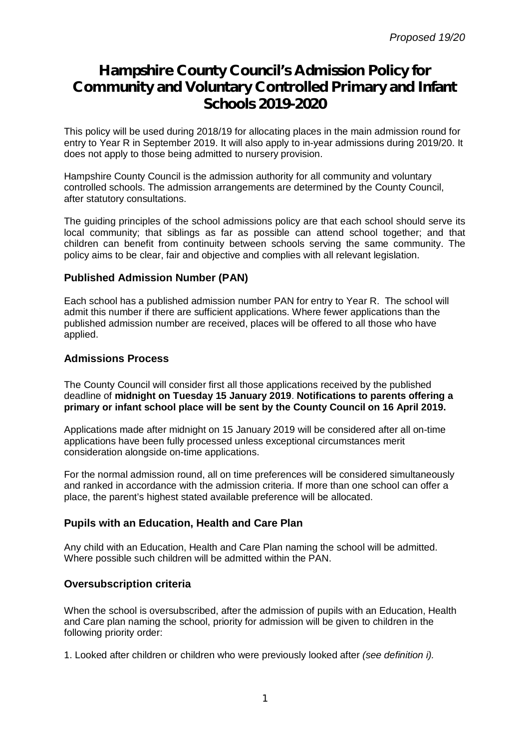*Proposed 19/20*

# Hampshire County Council's Admission Policy for Community and Voluntary Controlled Primary and Infant Schools 2019-2020

This policy will be used during 2018/19 for allocating places in the main admission round for entry to Year R in September 2019. It will also apply to in-year admissions during 2019/20. It does not apply to those being admitted to nursery provision.

Hampshire County Council is the admission authority for all community and voluntary controlled schools. The admission arrangements are determined by the County Council, after statutory consultations.

The guiding principles of the school admissions policy are that each school should serve its local community; that siblings as far as possible can attend school together; and that children can benefit from continuity between schools serving the same community. The policy aims to be clear, fair and objective and complies with all relevant legislation.

### Published Admission Number (PAN)

Each school has a published admission number PAN for entry to Year R. The school will admit this number if there are sufficient applications. Where fewer applications than the published admission number are received, places will be offered to all those who have applied.

### Admissions Process

The County Council will consider first all those applications received by the published deadline of **midnight on Tuesday 15 January 2019**. **Notifications to parents offering a primary or infant school place will be sent by the County Council on 16 April 2019.**

Applications made after midnight on 15 January 2019 will be considered after all on-time applications have been fully processed unless exceptional circumstances merit consideration alongside on-time applications.

For the normal admission round, all on time preferences will be considered simultaneously and ranked in accordance with the admission criteria. If more than one school can offer a place, the parent's highest stated available preference will be allocated.

### Pupils with an Education, Health and Care Plan

Any child with an Education, Health and Care Plan naming the school will be admitted. Where possible such children will be admitted within the PAN.

### Oversubscription criteria

When the school is oversubscribed, after the admission of pupils with an Education, Health and Care plan naming the school, priority for admission will be given to children in the following priority order:

1. Looked after children or children who were previously looked after *(see definition i).*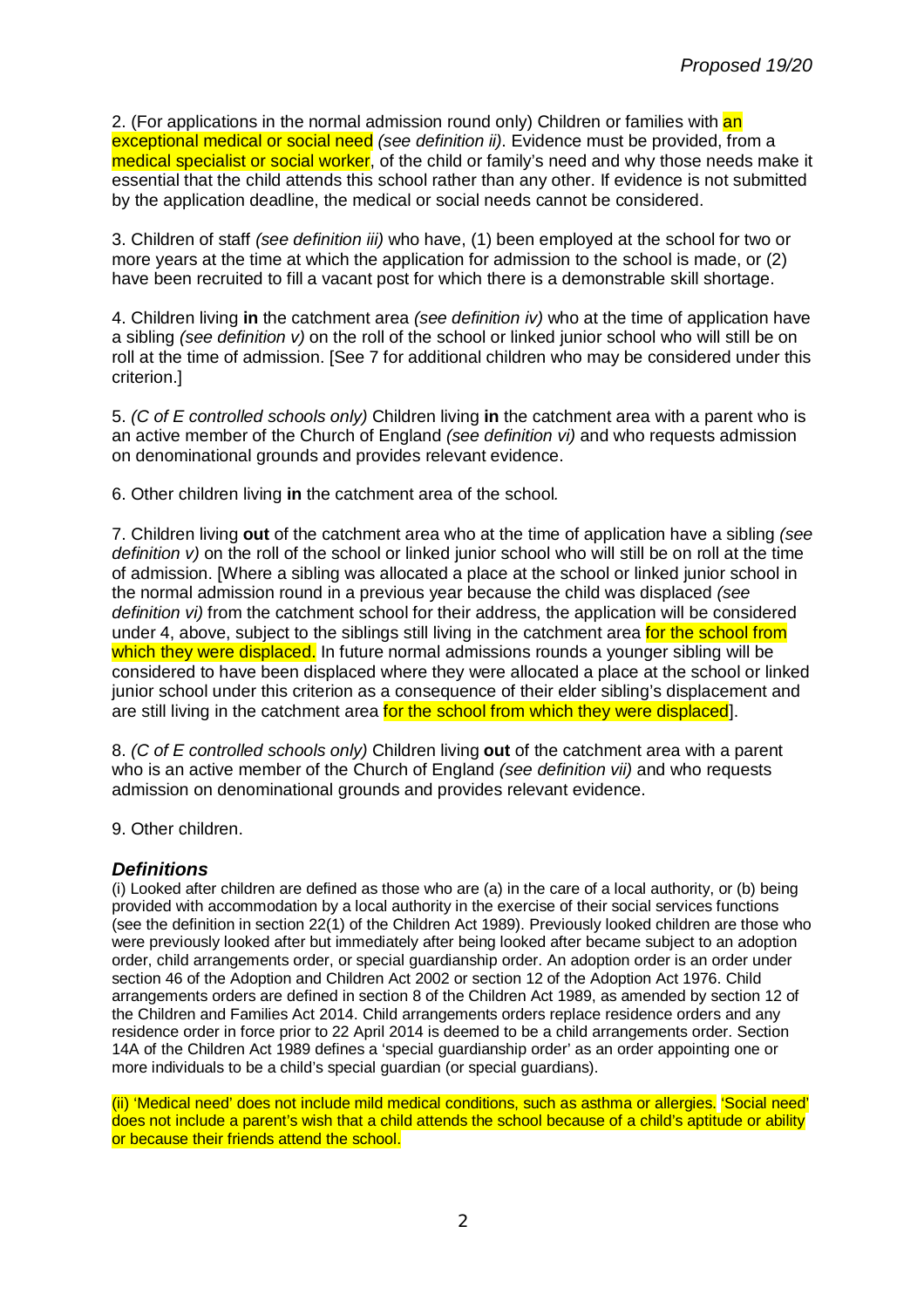2. (For applications in the normal admission round only) Children or families with an exceptional medical or social need *(see definition ii)*. Evidence must be provided, from a medical specialist or social worker, of the child or family's need and why those needs make it essential that the child attends this school rather than any other. If evidence is not submitted by the application deadline, the medical or social needs cannot be considered.

3. Children of staff *(see definition iii)* who have, (1) been employed at the school for two or more years at the time at which the application for admission to the school is made, or (2) have been recruited to fill a vacant post for which there is a demonstrable skill shortage.

4. Children living **in** the catchment area *(see definition iv)* who at the time of application have a sibling *(see definition v)* on the roll of the school or linked junior school who will still be on roll at the time of admission. [See 7 for additional children who may be considered under this criterion.]

5. *(C of E controlled schools only)* Children living **in** the catchment area with a parent who is an active member of the Church of England *(see definition vi)* and who requests admission on denominational grounds and provides relevant evidence.

6. Other children living **in** the catchment area of the school.

7. Children living **out** of the catchment area who at the time of application have a sibling *(see definition v)* on the roll of the school or linked junior school who will still be on roll at the time of admission. [Where a sibling was allocated a place at the school or linked junior school in the normal admission round in a previous year because the child was displaced *(see definition vi)* from the catchment school for their address, the application will be considered under 4, above, subject to the siblings still living in the catchment area for the school from which they were displaced. In future normal admissions rounds a younger sibling will be considered to have been displaced where they were allocated a place at the school or linked junior school under this criterion as a consequence of their elder sibling's displacement and are still living in the catchment area for the school from which they were displaced].

8. *(C of E controlled schools only)* Children living **out** of the catchment area with a parent who is an active member of the Church of England *(see definition vii)* and who requests admission on denominational grounds and provides relevant evidence.

9. Other children.

### ***Definitions***

(i) Looked after children are defined as those who are (a) in the care of a local authority, or (b) being provided with accommodation by a local authority in the exercise of their social services functions (see the definition in section 22(1) of the Children Act 1989). Previously looked children are those who were previously looked after but immediately after being looked after became subject to an adoption order, child arrangements order, or special guardianship order. An adoption order is an order under section 46 of the Adoption and Children Act 2002 or section 12 of the Adoption Act 1976. Child arrangements orders are defined in section 8 of the Children Act 1989, as amended by section 12 of the Children and Families Act 2014. Child arrangements orders replace residence orders and any residence order in force prior to 22 April 2014 is deemed to be a child arrangements order. Section 14A of the Children Act 1989 defines a 'special guardianship order' as an order appointing one or more individuals to be a child's special guardian (or special guardians).

(ii) 'Medical need' does not include mild medical conditions, such as asthma or allergies. 'Social need' does not include a parent's wish that a child attends the school because of a child's aptitude or ability or because their friends attend the school.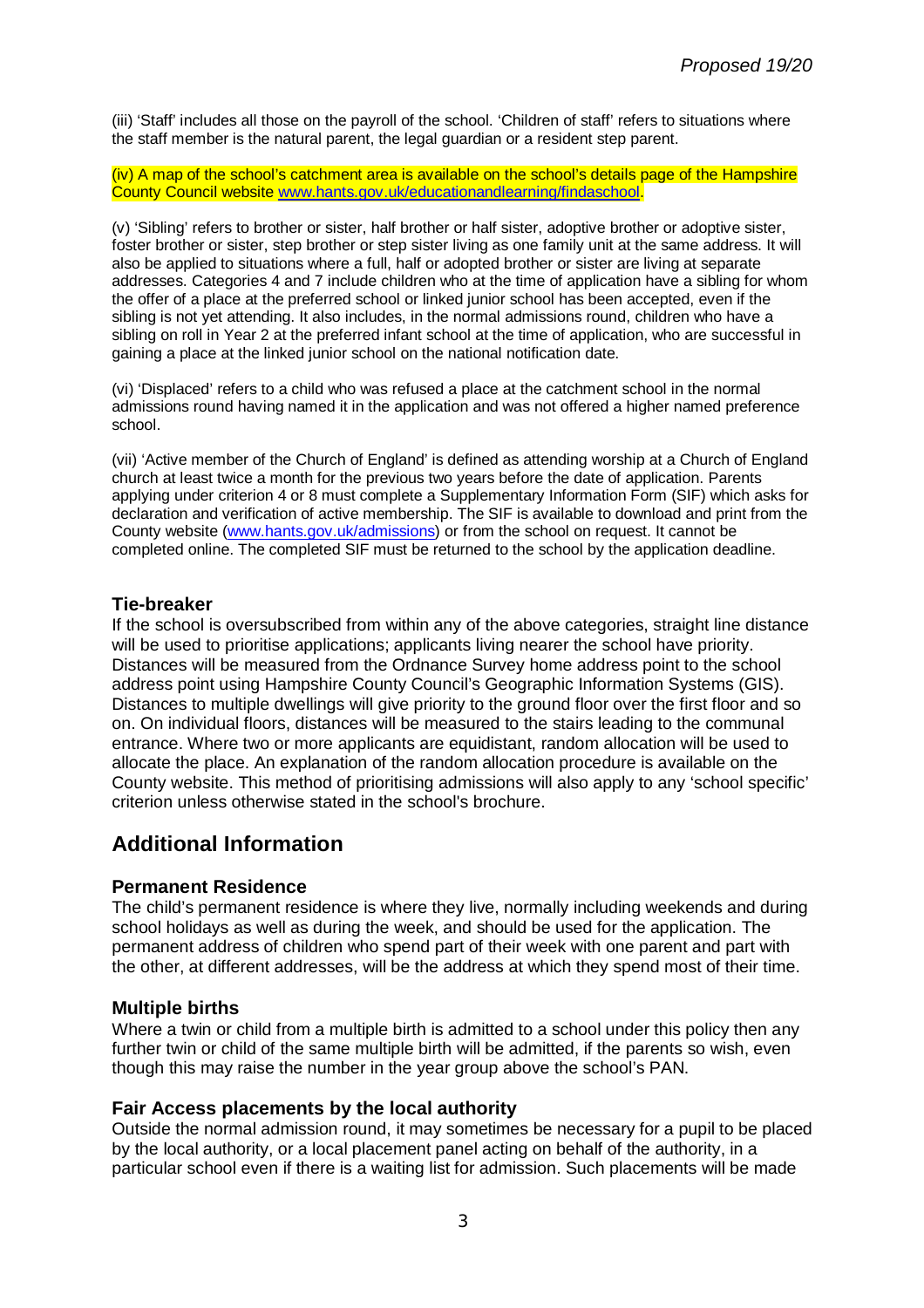(iii) 'Staff' includes all those on the payroll of the school. 'Children of staff' refers to situations where the staff member is the natural parent, the legal guardian or a resident step parent.

(iv) A map of the school's catchment area is available on the school's details page of the Hampshire County Council website [www.hants.gov.uk/educationandlearning/findaschool](www.hants.gov.uk/educationandlearning/findaschool).

(v) 'Sibling' refers to brother or sister, half brother or half sister, adoptive brother or adoptive sister, foster brother or sister, step brother or step sister living as one family unit at the same address. It will also be applied to situations where a full, half or adopted brother or sister are living at separate addresses. Categories 4 and 7 include children who at the time of application have a sibling for whom the offer of a place at the preferred school or linked junior school has been accepted, even if the sibling is not yet attending. It also includes, in the normal admissions round, children who have a sibling on roll in Year 2 at the preferred infant school at the time of application, who are successful in gaining a place at the linked junior school on the national notification date.

(vi) 'Displaced' refers to a child who was refused a place at the catchment school in the normal admissions round having named it in the application and was not offered a higher named preference school.

(vii) 'Active member of the Church of England' is defined as attending worship at a Church of England church at least twice a month for the previous two years before the date of application. Parents applying under criterion 4 or 8 must complete a Supplementary Information Form (SIF) which asks for declaration and verification of active membership. The SIF is available to download and print from the County website ([www.hants.gov.uk/admissions](www.hants.gov.uk/admissions)) or from the school on request. It cannot be completed online. The completed SIF must be returned to the school by the application deadline.

### Tie-breaker

If the school is oversubscribed from within any of the above categories, straight line distance will be used to prioritise applications; applicants living nearer the school have priority. Distances will be measured from the Ordnance Survey home address point to the school address point using Hampshire County Council's Geographic Information Systems (GIS). Distances to multiple dwellings will give priority to the ground floor over the first floor and so on. On individual floors, distances will be measured to the stairs leading to the communal entrance. Where two or more applicants are equidistant, random allocation will be used to allocate the place. An explanation of the random allocation procedure is available on the County website. This method of prioritising admissions will also apply to any 'school specific' criterion unless otherwise stated in the school's brochure.

## Additional Information

### Permanent Residence

The child's permanent residence is where they live, normally including weekends and during school holidays as well as during the week, and should be used for the application. The permanent address of children who spend part of their week with one parent and part with the other, at different addresses, will be the address at which they spend most of their time.

### Multiple births

Where a twin or child from a multiple birth is admitted to a school under this policy then any further twin or child of the same multiple birth will be admitted, if the parents so wish, even though this may raise the number in the year group above the school's PAN.

### Fair Access placements by the local authority

Outside the normal admission round, it may sometimes be necessary for a pupil to be placed by the local authority, or a local placement panel acting on behalf of the authority, in a particular school even if there is a waiting list for admission. Such placements will be made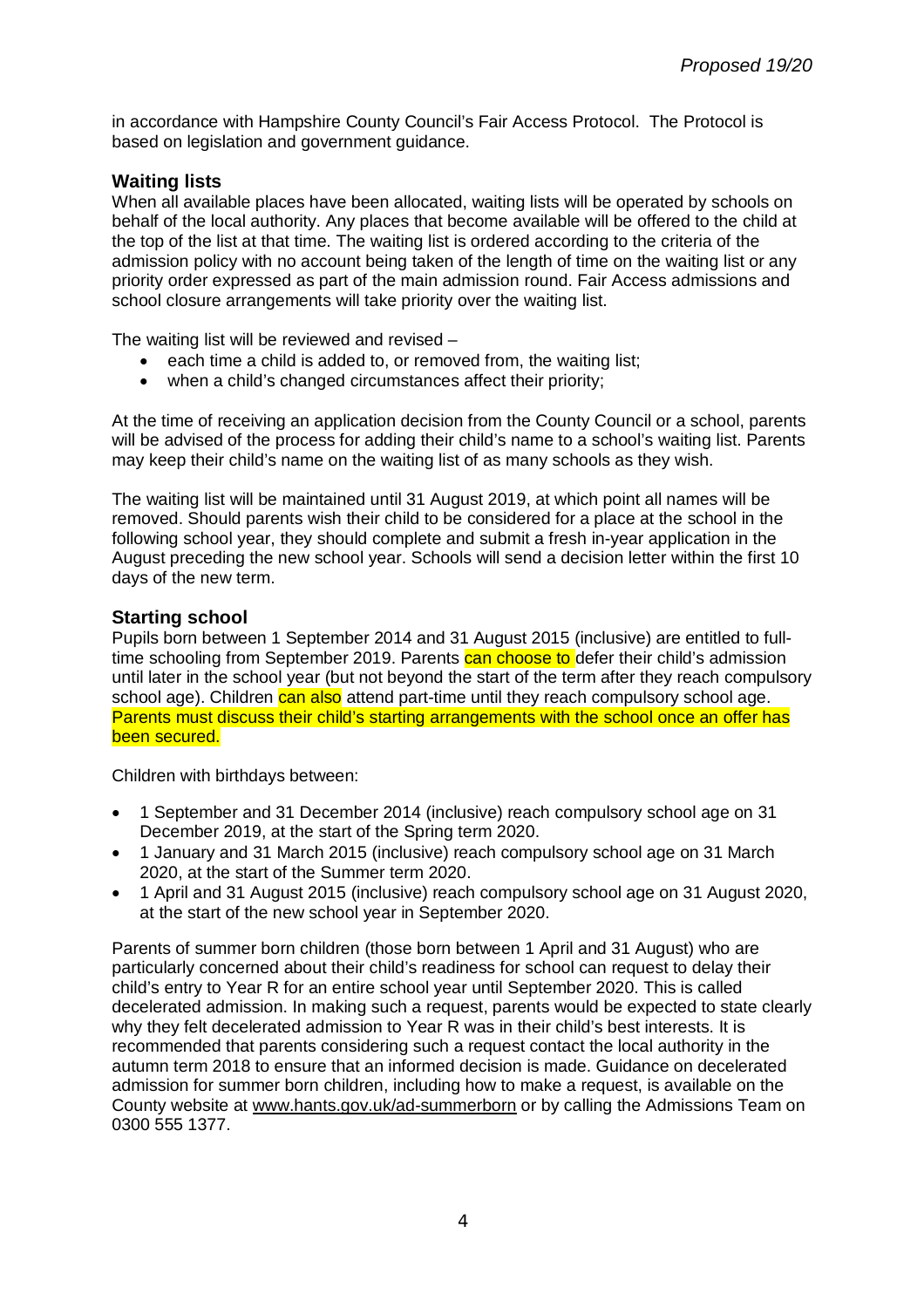in accordance with Hampshire County Council's Fair Access Protocol. The Protocol is based on legislation and government guidance.

### Waiting lists

When all available places have been allocated, waiting lists will be operated by schools on behalf of the local authority. Any places that become available will be offered to the child at the top of the list at that time. The waiting list is ordered according to the criteria of the admission policy with no account being taken of the length of time on the waiting list or any priority order expressed as part of the main admission round. Fair Access admissions and school closure arrangements will take priority over the waiting list.

The waiting list will be reviewed and revised –

- each time a child is added to, or removed from, the waiting list;
- when a child's changed circumstances affect their priority;

At the time of receiving an application decision from the County Council or a school, parents will be advised of the process for adding their child's name to a school's waiting list. Parents may keep their child's name on the waiting list of as many schools as they wish.

The waiting list will be maintained until 31 August 2019, at which point all names will be removed. Should parents wish their child to be considered for a place at the school in the following school year, they should complete and submit a fresh in-year application in the August preceding the new school year. Schools will send a decision letter within the first 10 days of the new term.

### Starting school

Pupils born between 1 September 2014 and 31 August 2015 (inclusive) are entitled to full-time schooling from September 2019. Parents can choose to defer their child's admission until later in the school year (but not beyond the start of the term after they reach compulsory school age). Children can also attend part-time until they reach compulsory school age. Parents must discuss their child's starting arrangements with the school once an offer has been secured.

Children with birthdays between:

- 1 September and 31 December 2014 (inclusive) reach compulsory school age on 31 December 2019, at the start of the Spring term 2020.
- 1 January and 31 March 2015 (inclusive) reach compulsory school age on 31 March 2020, at the start of the Summer term 2020.
- 1 April and 31 August 2015 (inclusive) reach compulsory school age on 31 August 2020, at the start of the new school year in September 2020.

Parents of summer born children (those born between 1 April and 31 August) who are particularly concerned about their child's readiness for school can request to delay their child's entry to Year R for an entire school year until September 2020. This is called decelerated admission. In making such a request, parents would be expected to state clearly why they felt decelerated admission to Year R was in their child's best interests. It is recommended that parents considering such a request contact the local authority in the autumn term 2018 to ensure that an informed decision is made. Guidance on decelerated admission for summer born children, including how to make a request, is available on the County website at www.hants.gov.uk/ad-summerborn or by calling the Admissions Team on 0300 555 1377.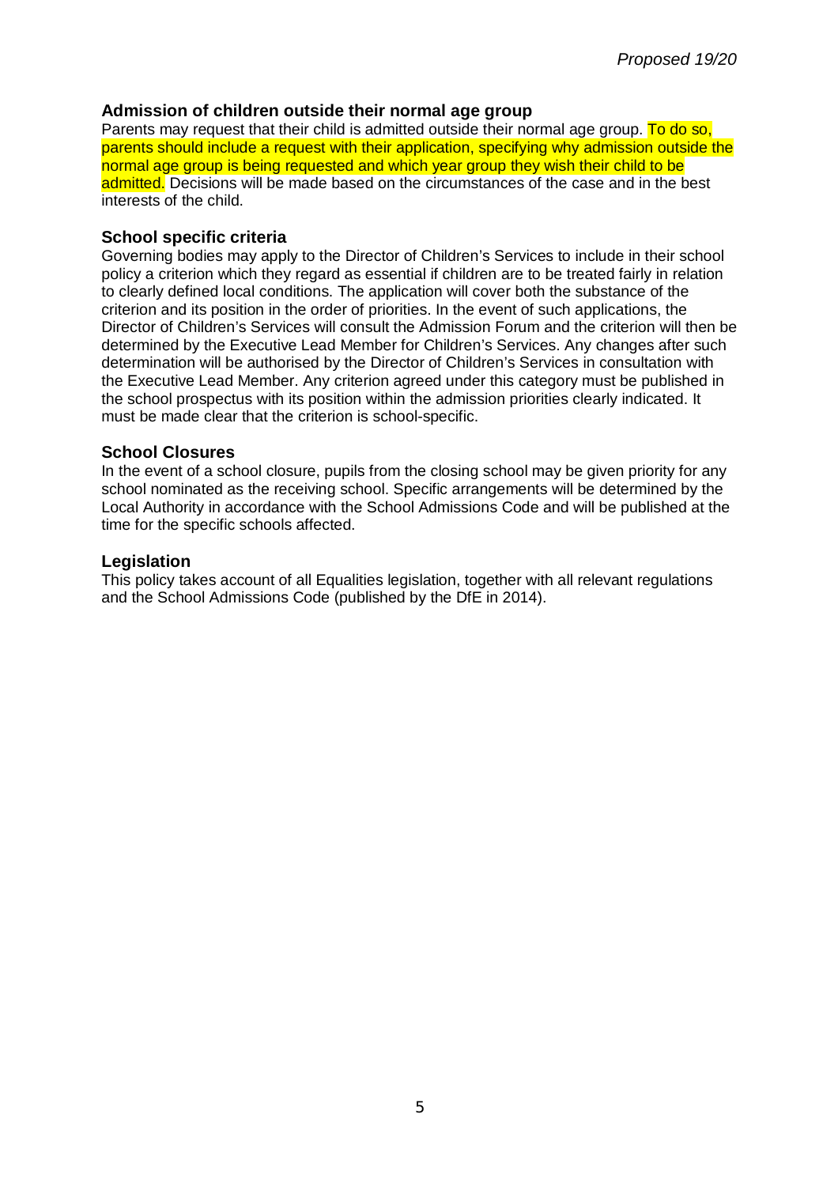## Admission of children outside their normal age group

Parents may request that their child is admitted outside their normal age group. To do so, parents should include a request with their application, specifying why admission outside the normal age group is being requested and which year group they wish their child to be admitted. Decisions will be made based on the circumstances of the case and in the best interests of the child.

## School specific criteria

Governing bodies may apply to the Director of Children's Services to include in their school policy a criterion which they regard as essential if children are to be treated fairly in relation to clearly defined local conditions. The application will cover both the substance of the criterion and its position in the order of priorities. In the event of such applications, the Director of Children's Services will consult the Admission Forum and the criterion will then be determined by the Executive Lead Member for Children's Services. Any changes after such determination will be authorised by the Director of Children's Services in consultation with the Executive Lead Member. Any criterion agreed under this category must be published in the school prospectus with its position within the admission priorities clearly indicated. It must be made clear that the criterion is school-specific.

## School Closures

In the event of a school closure, pupils from the closing school may be given priority for any school nominated as the receiving school. Specific arrangements will be determined by the Local Authority in accordance with the School Admissions Code and will be published at the time for the specific schools affected.

## Legislation

This policy takes account of all Equalities legislation, together with all relevant regulations and the School Admissions Code (published by the DfE in 2014).